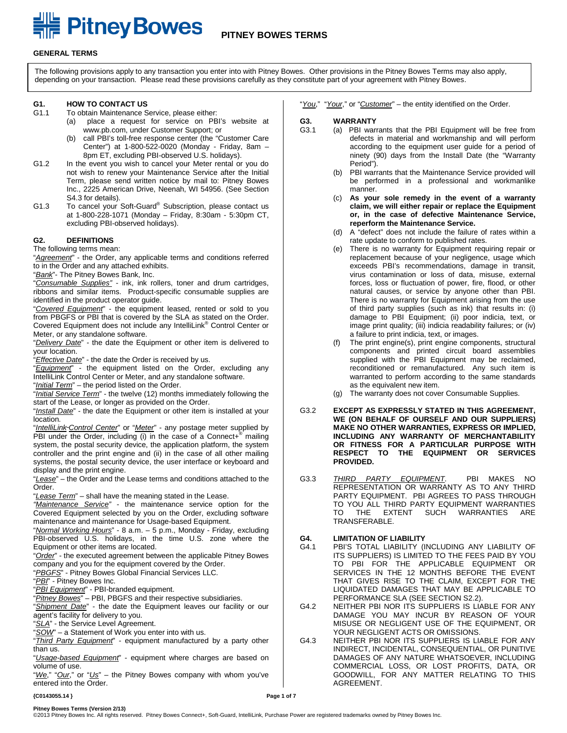# PITNEY BOWES TERMS

## GENERAL TERMS

The following provisions apply to any transaction you enter into with Pitney Bowes. Other provisions in the Pitney Bowes Terms may also apply, depending on your transaction. Please read these provisions carefully as they constitute part of your agreement with Pitney Bowes.

### G1. HOW TO CONTACT US

G1.1 To obtain Maintenance Service, please either:

(a) place a request for service on PBI's website at www.pb.com, under Customer Support; or

(b) call PBI's toll-free response center (the "Customer Care Center") at 1-800-522-0020 (Monday - Friday, 8am – 8pm ET, excluding PBI-observed U.S. holidays).

G1.2 In the event you wish to cancel your Meter rental or you do not wish to renew your Maintenance Service after the Initial Term, please send written notice by mail to: Pitney Bowes Inc., 2225 American Drive, Neenah, WI 54956. (See Section S4.3 for details).

G1.3 To cancel your Soft-Guard® Subscription, please contact us at 1-800-228-1071 (Monday – Friday, 8:30am - 5:30pm CT, excluding PBI-observed holidays).

### G2. DEFINITIONS

The following terms mean:

"*Agreement*" - the Order, any applicable terms and conditions referred to in the Order and any attached exhibits.

"*Bank*"- The Pitney Bowes Bank, Inc.

"*Consumable Supplies*" - ink, ink rollers, toner and drum cartridges, ribbons and similar items. Product-specific consumable supplies are identified in the product operator guide.

"*Covered Equipment*" - the equipment leased, rented or sold to you from PBGFS or PBI that is covered by the SLA as stated on the Order. Covered Equipment does not include any IntelliLink® Control Center or Meter, or any standalone software.

"*Delivery Date*" - the date the Equipment or other item is delivered to your location.

"*Effective Date*" - the date the Order is received by us.

"*Equipment*" - the equipment listed on the Order, excluding any IntelliLink Control Center or Meter, and any standalone software.

"*Initial Term*" – the period listed on the Order.

"*Initial Service Term*" - the twelve (12) months immediately following the start of the Lease, or longer as provided on the Order.

"*Install Date*" - the date the Equipment or other item is installed at your location.

"*IntelliLink Control Center*" or "*Meter*" - any postage meter supplied by PBI under the Order, including (i) in the case of a Connect+® mailing system, the postal security device, the application platform, the system controller and the print engine and (ii) in the case of all other mailing systems, the postal security device, the user interface or keyboard and display and the print engine.

"*Lease*" – the Order and the Lease terms and conditions attached to the Order.

"*Lease Term*" – shall have the meaning stated in the Lease.

"*Maintenance Service*" - the maintenance service option for the Covered Equipment selected by you on the Order, excluding software maintenance and maintenance for Usage-based Equipment.

"*Normal Working Hours*" - 8 a.m. – 5 p.m., Monday - Friday, excluding PBI-observed U.S. holidays, in the time U.S. zone where the Equipment or other items are located.

"*Order*" - the executed agreement between the applicable Pitney Bowes company and you for the equipment covered by the Order.

"*PBGFS*" - Pitney Bowes Global Financial Services LLC.

"*PBI*" - Pitney Bowes Inc.

"*PBI Equipment*" - PBI-branded equipment.

"*Pitney Bowes*" – PBI, PBGFS and their respective subsidiaries.

"*Shipment Date*" - the date the Equipment leaves our facility or our agent's facility for delivery to you.

"*SLA*" - the Service Level Agreement.

"*SOW*" – a Statement of Work you enter into with us.

"*Third Party Equipment*" - equipment manufactured by a party other than us.

"*Usage-based Equipment*" - equipment where charges are based on volume of use.

"*We*," "*Our*," or "*Us*" – the Pitney Bowes company with whom you've entered into the Order.

"*You*," "*Your*," or "*Customer*" – the entity identified on the Order.

### G3. WARRANTY

G3.1 (a) PBI warrants that the PBI Equipment will be free from defects in material and workmanship and will perform according to the equipment user guide for a period of ninety (90) days from the Install Date (the "Warranty Period").

(b) PBI warrants that the Maintenance Service provided will be performed in a professional and workmanlike manner.

(c) **As your sole remedy in the event of a warranty claim, we will either repair or replace the Equipment or, in the case of defective Maintenance Service, reperform the Maintenance Service.**

(d) A "defect" does not include the failure of rates within a rate update to conform to published rates.

(e) There is no warranty for Equipment requiring repair or replacement because of your negligence, usage which exceeds PBI's recommendations, damage in transit, virus contamination or loss of data, misuse, external forces, loss or fluctuation of power, fire, flood, or other natural causes, or service by anyone other than PBI. There is no warranty for Equipment arising from the use of third party supplies (such as ink) that results in: (i) damage to PBI Equipment; (ii) poor indicia, text, or image print quality; (iii) indicia readability failures; or (iv) a failure to print indicia, text, or images.

(f) The print engine(s), print engine components, structural components and printed circuit board assemblies supplied with the PBI Equipment may be reclaimed, reconditioned or remanufactured. Any such item is warranted to perform according to the same standards as the equivalent new item.

(g) The warranty does not cover Consumable Supplies.

G3.2 **EXCEPT AS EXPRESSLY STATED IN THIS AGREEMENT, WE (ON BEHALF OF OURSELF AND OUR SUPPLIERS) MAKE NO OTHER WARRANTIES, EXPRESS OR IMPLIED, INCLUDING ANY WARRANTY OF MERCHANTABILITY OR FITNESS FOR A PARTICULAR PURPOSE WITH RESPECT TO THE EQUIPMENT OR SERVICES PROVIDED.**

G3.3 *THIRD PARTY EQUIPMENT*. PBI MAKES NO REPRESENTATION OR WARRANTY AS TO ANY THIRD PARTY EQUIPMENT. PBI AGREES TO PASS THROUGH TO YOU ALL THIRD PARTY EQUIPMENT WARRANTIES TO THE EXTENT SUCH WARRANTIES ARE TRANSFERABLE.

### G4. LIMITATION OF LIABILITY

G4.1 PBI'S TOTAL LIABILITY (INCLUDING ANY LIABILITY OF ITS SUPPLIERS) IS LIMITED TO THE FEES PAID BY YOU TO PBI FOR THE APPLICABLE EQUIPMENT OR SERVICES IN THE 12 MONTHS BEFORE THE EVENT THAT GIVES RISE TO THE CLAIM, EXCEPT FOR THE LIQUIDATED DAMAGES THAT MAY BE APPLICABLE TO PERFORMANCE SLA (SEE SECTION S2.2).

G4.2 NEITHER PBI NOR ITS SUPPLIERS IS LIABLE FOR ANY DAMAGE YOU MAY INCUR BY REASON OF YOUR MISUSE OR NEGLIGENT USE OF THE EQUIPMENT, OR YOUR NEGLIGENT ACTS OR OMISSIONS.

G4.3 NEITHER PBI NOR ITS SUPPLIERS IS LIABLE FOR ANY INDIRECT, INCIDENTAL, CONSEQUENTIAL, OR PUNITIVE DAMAGES OF ANY NATURE WHATSOEVER, INCLUDING COMMERCIAL LOSS, OR LOST PROFITS, DATA, OR GOODWILL, FOR ANY MATTER RELATING TO THIS AGREEMENT.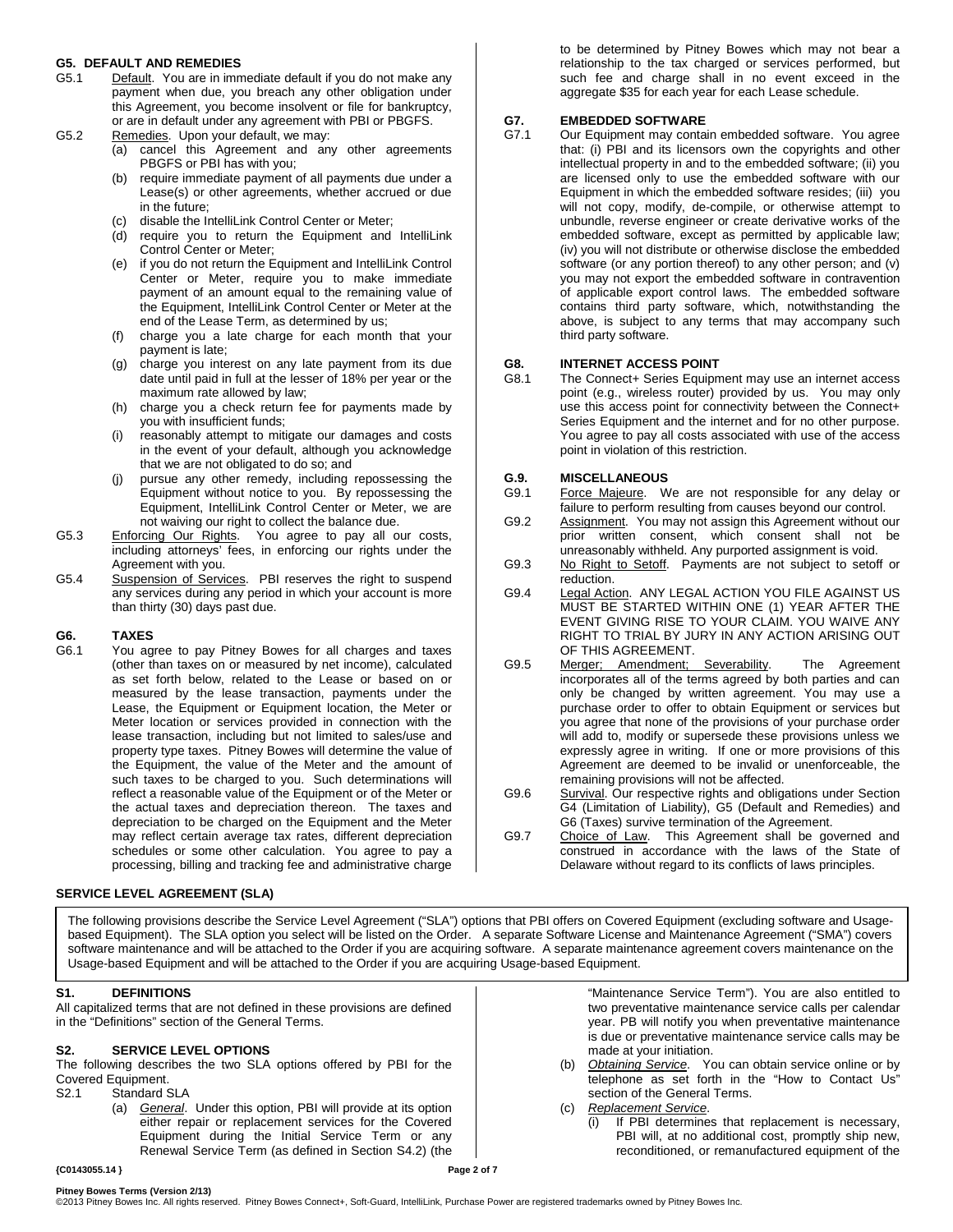## G5. DEFAULT AND REMEDIES

G5.1 Default. You are in immediate default if you do not make any payment when due, you breach any other obligation under this Agreement, you become insolvent or file for bankruptcy, or are in default under any agreement with PBI or PBGFS.

G5.2 Remedies. Upon your default, we may:

(a) cancel this Agreement and any other agreements PBGFS or PBI has with you;

(b) require immediate payment of all payments due under a Lease(s) or other agreements, whether accrued or due in the future;

(c) disable the IntelliLink Control Center or Meter;

(d) require you to return the Equipment and IntelliLink Control Center or Meter;

(e) if you do not return the Equipment and IntelliLink Control Center or Meter, require you to make immediate payment of an amount equal to the remaining value of the Equipment, IntelliLink Control Center or Meter at the end of the Lease Term, as determined by us;

(f) charge you a late charge for each month that your payment is late;

(g) charge you interest on any late payment from its due date until paid in full at the lesser of 18% per year or the maximum rate allowed by law;

(h) charge you a check return fee for payments made by you with insufficient funds;

(i) reasonably attempt to mitigate our damages and costs in the event of your default, although you acknowledge that we are not obligated to do so; and

(j) pursue any other remedy, including repossessing the Equipment without notice to you. By repossessing the Equipment, IntelliLink Control Center or Meter, we are not waiving our right to collect the balance due.

G5.3 Enforcing Our Rights. You agree to pay all our costs, including attorneys' fees, in enforcing our rights under the Agreement with you.

G5.4 Suspension of Services. PBI reserves the right to suspend any services during any period in which your account is more than thirty (30) days past due.

## G6. TAXES

G6.1 You agree to pay Pitney Bowes for all charges and taxes (other than taxes on or measured by net income), calculated as set forth below, related to the Lease or based on or measured by the lease transaction, payments under the Lease, the Equipment or Equipment location, the Meter or Meter location or services provided in connection with the lease transaction, including but not limited to sales/use and property type taxes. Pitney Bowes will determine the value of the Equipment, the value of the Meter and the amount of such taxes to be charged to you. Such determinations will reflect a reasonable value of the Equipment or of the Meter or the actual taxes and depreciation thereon. The taxes and depreciation to be charged on the Equipment and the Meter may reflect certain average tax rates, different depreciation schedules or some other calculation. You agree to pay a processing, billing and tracking fee and administrative charge to be determined by Pitney Bowes which may not bear a relationship to the tax charged or services performed, but such fee and charge shall in no event exceed in the aggregate $35 for each year for each Lease schedule.

## G7. EMBEDDED SOFTWARE

G7.1 Our Equipment may contain embedded software. You agree that: (i) PBI and its licensors own the copyrights and other intellectual property in and to the embedded software; (ii) you are licensed only to use the embedded software with our Equipment in which the embedded software resides; (iii) you will not copy, modify, de-compile, or otherwise attempt to unbundle, reverse engineer or create derivative works of the embedded software, except as permitted by applicable law; (iv) you will not distribute or otherwise disclose the embedded software (or any portion thereof) to any other person; and (v) you may not export the embedded software in contravention of applicable export control laws. The embedded software contains third party software, which, notwithstanding the above, is subject to any terms that may accompany such third party software.

## G8. INTERNET ACCESS POINT

G8.1 The Connect+ Series Equipment may use an internet access point (e.g., wireless router) provided by us. You may only use this access point for connectivity between the Connect+ Series Equipment and the internet and for no other purpose. You agree to pay all costs associated with use of the access point in violation of this restriction.

## G.9. MISCELLANEOUS

G9.1 Force Majeure. We are not responsible for any delay or failure to perform resulting from causes beyond our control.

G9.2 Assignment. You may not assign this Agreement without our prior written consent, which consent shall not be unreasonably withheld. Any purported assignment is void.

G9.3 No Right to Setoff. Payments are not subject to setoff or reduction.

G9.4 Legal Action. ANY LEGAL ACTION YOU FILE AGAINST US MUST BE STARTED WITHIN ONE (1) YEAR AFTER THE EVENT GIVING RISE TO YOUR CLAIM. YOU WAIVE ANY RIGHT TO TRIAL BY JURY IN ANY ACTION ARISING OUT OF THIS AGREEMENT.

G9.5 Merger; Amendment; Severability. The Agreement incorporates all of the terms agreed by both parties and can only be changed by written agreement. You may use a purchase order to offer to obtain Equipment or services but you agree that none of the provisions of your purchase order will add to, modify or supersede these provisions unless we expressly agree in writing. If one or more provisions of this Agreement are deemed to be invalid or unenforceable, the remaining provisions will not be affected.

G9.6 Survival. Our respective rights and obligations under Section G4 (Limitation of Liability), G5 (Default and Remedies) and G6 (Taxes) survive termination of the Agreement.

G9.7 Choice of Law. This Agreement shall be governed and construed in accordance with the laws of the State of Delaware without regard to its conflicts of laws principles.

# SERVICE LEVEL AGREEMENT (SLA)

The following provisions describe the Service Level Agreement ("SLA") options that PBI offers on Covered Equipment (excluding software and Usage-based Equipment). The SLA option you select will be listed on the Order. A separate Software License and Maintenance Agreement ("SMA") covers software maintenance and will be attached to the Order if you are acquiring software. A separate maintenance agreement covers maintenance on the Usage-based Equipment and will be attached to the Order if you are acquiring Usage-based Equipment.

## S1. DEFINITIONS

All capitalized terms that are not defined in these provisions are defined in the "Definitions" section of the General Terms.

## S2. SERVICE LEVEL OPTIONS

The following describes the two SLA options offered by PBI for the Covered Equipment.

S2.1 Standard SLA

(a) *General*. Under this option, PBI will provide at its option either repair or replacement services for the Covered Equipment during the Initial Service Term or any Renewal Service Term (as defined in Section S4.2) (the "Maintenance Service Term"). You are also entitled to two preventative maintenance service calls per calendar year. PB will notify you when preventative maintenance is due or preventative maintenance service calls may be made at your initiation.

(b) *Obtaining Service*. You can obtain service online or by telephone as set forth in the "How to Contact Us" section of the General Terms.

(c) *Replacement Service*.

(i) If PBI determines that replacement is necessary, PBI will, at no additional cost, promptly ship new, reconditioned, or remanufactured equipment of the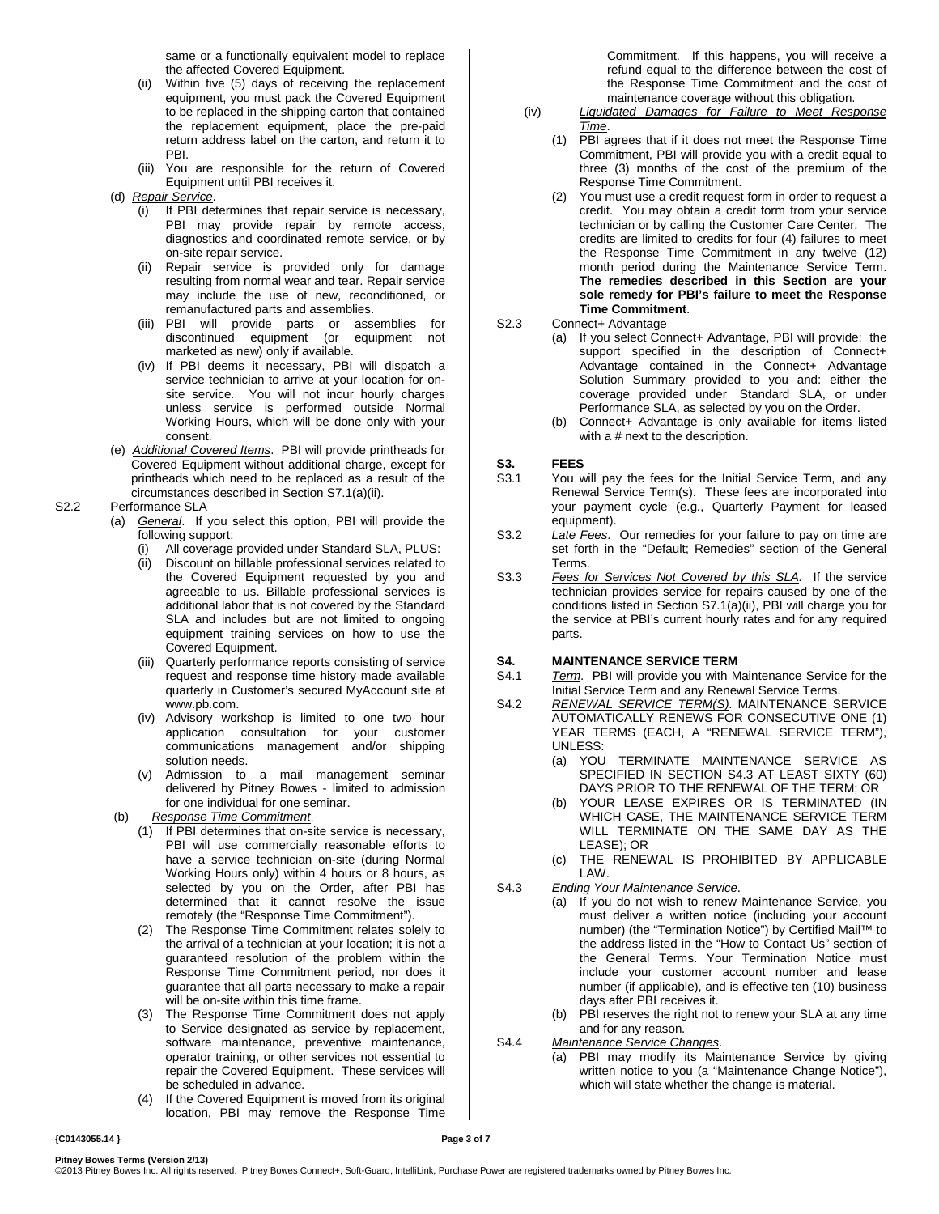same or a functionally equivalent model to replace the affected Covered Equipment.

(ii) Within five (5) days of receiving the replacement equipment, you must pack the Covered Equipment to be replaced in the shipping carton that contained the replacement equipment, place the pre-paid return address label on the carton, and return it to PBI.

(iii) You are responsible for the return of Covered Equipment until PBI receives it.

(d) *Repair Service*.

(i) If PBI determines that repair service is necessary, PBI may provide repair by remote access, diagnostics and coordinated remote service, or by on-site repair service.

(ii) Repair service is provided only for damage resulting from normal wear and tear. Repair service may include the use of new, reconditioned, or remanufactured parts and assemblies.

(iii) PBI will provide parts or assemblies for discontinued equipment (or equipment not marketed as new) only if available.

(iv) If PBI deems it necessary, PBI will dispatch a service technician to arrive at your location for on-site service. You will not incur hourly charges unless service is performed outside Normal Working Hours, which will be done only with your consent.

(e) *Additional Covered Items*. PBI will provide printheads for Covered Equipment without additional charge, except for printheads which need to be replaced as a result of the circumstances described in Section S7.1(a)(ii).

S2.2 Performance SLA

(a) *General*. If you select this option, PBI will provide the following support:

(i) All coverage provided under Standard SLA, PLUS:

(ii) Discount on billable professional services related to the Covered Equipment requested by you and agreeable to us. Billable professional services is additional labor that is not covered by the Standard SLA and includes but are not limited to ongoing equipment training services on how to use the Covered Equipment.

(iii) Quarterly performance reports consisting of service request and response time history made available quarterly in Customer's secured MyAccount site at www.pb.com.

(iv) Advisory workshop is limited to one two hour application consultation for your customer communications management and/or shipping solution needs.

(v) Admission to a mail management seminar delivered by Pitney Bowes - limited to admission for one individual for one seminar.

(b) *Response Time Commitment*.

(1) If PBI determines that on-site service is necessary, PBI will use commercially reasonable efforts to have a service technician on-site (during Normal Working Hours only) within 4 hours or 8 hours, as selected by you on the Order, after PBI has determined that it cannot resolve the issue remotely (the "Response Time Commitment").

(2) The Response Time Commitment relates solely to the arrival of a technician at your location; it is not a guaranteed resolution of the problem within the Response Time Commitment period, nor does it guarantee that all parts necessary to make a repair will be on-site within this time frame.

(3) The Response Time Commitment does not apply to Service designated as service by replacement, software maintenance, preventive maintenance, operator training, or other services not essential to repair the Covered Equipment. These services will be scheduled in advance.

(4) If the Covered Equipment is moved from its original location, PBI may remove the Response Time Commitment. If this happens, you will receive a refund equal to the difference between the cost of the Response Time Commitment and the cost of maintenance coverage without this obligation.

(iv) *Liquidated Damages for Failure to Meet Response Time*.

(1) PBI agrees that if it does not meet the Response Time Commitment, PBI will provide you with a credit equal to three (3) months of the cost of the premium of the Response Time Commitment.

(2) You must use a credit request form in order to request a credit. You may obtain a credit form from your service technician or by calling the Customer Care Center. The credits are limited to credits for four (4) failures to meet the Response Time Commitment in any twelve (12) month period during the Maintenance Service Term. **The remedies described in this Section are your sole remedy for PBI's failure to meet the Response Time Commitment**.

S2.3 Connect+ Advantage

(a) If you select Connect+ Advantage, PBI will provide: the support specified in the description of Connect+ Advantage contained in the Connect+ Advantage Solution Summary provided to you and: either the coverage provided under Standard SLA, or under Performance SLA, as selected by you on the Order.

(b) Connect+ Advantage is only available for items listed with a # next to the description.

## S3. FEES

S3.1 You will pay the fees for the Initial Service Term, and any Renewal Service Term(s). These fees are incorporated into your payment cycle (e.g., Quarterly Payment for leased equipment).

S3.2 *Late Fees*. Our remedies for your failure to pay on time are set forth in the "Default; Remedies" section of the General Terms.

S3.3 *Fees for Services Not Covered by this SLA*. If the service technician provides service for repairs caused by one of the conditions listed in Section S7.1(a)(ii), PBI will charge you for the service at PBI's current hourly rates and for any required parts.

## S4. MAINTENANCE SERVICE TERM

S4.1 *Term*. PBI will provide you with Maintenance Service for the Initial Service Term and any Renewal Service Terms.

S4.2 *RENEWAL SERVICE TERM(S)*. MAINTENANCE SERVICE AUTOMATICALLY RENEWS FOR CONSECUTIVE ONE (1) YEAR TERMS (EACH, A "RENEWAL SERVICE TERM"), UNLESS:

(a) YOU TERMINATE MAINTENANCE SERVICE AS SPECIFIED IN SECTION S4.3 AT LEAST SIXTY (60) DAYS PRIOR TO THE RENEWAL OF THE TERM; OR

(b) YOUR LEASE EXPIRES OR IS TERMINATED (IN WHICH CASE, THE MAINTENANCE SERVICE TERM WILL TERMINATE ON THE SAME DAY AS THE LEASE); OR

(c) THE RENEWAL IS PROHIBITED BY APPLICABLE LAW.

S4.3 *Ending Your Maintenance Service*.

(a) If you do not wish to renew Maintenance Service, you must deliver a written notice (including your account number) (the "Termination Notice") by Certified Mail™ to the address listed in the "How to Contact Us" section of the General Terms. Your Termination Notice must include your customer account number and lease number (if applicable), and is effective ten (10) business days after PBI receives it.

(b) PBI reserves the right not to renew your SLA at any time and for any reason.

S4.4 *Maintenance Service Changes*.

(a) PBI may modify its Maintenance Service by giving written notice to you (a "Maintenance Change Notice"), which will state whether the change is material.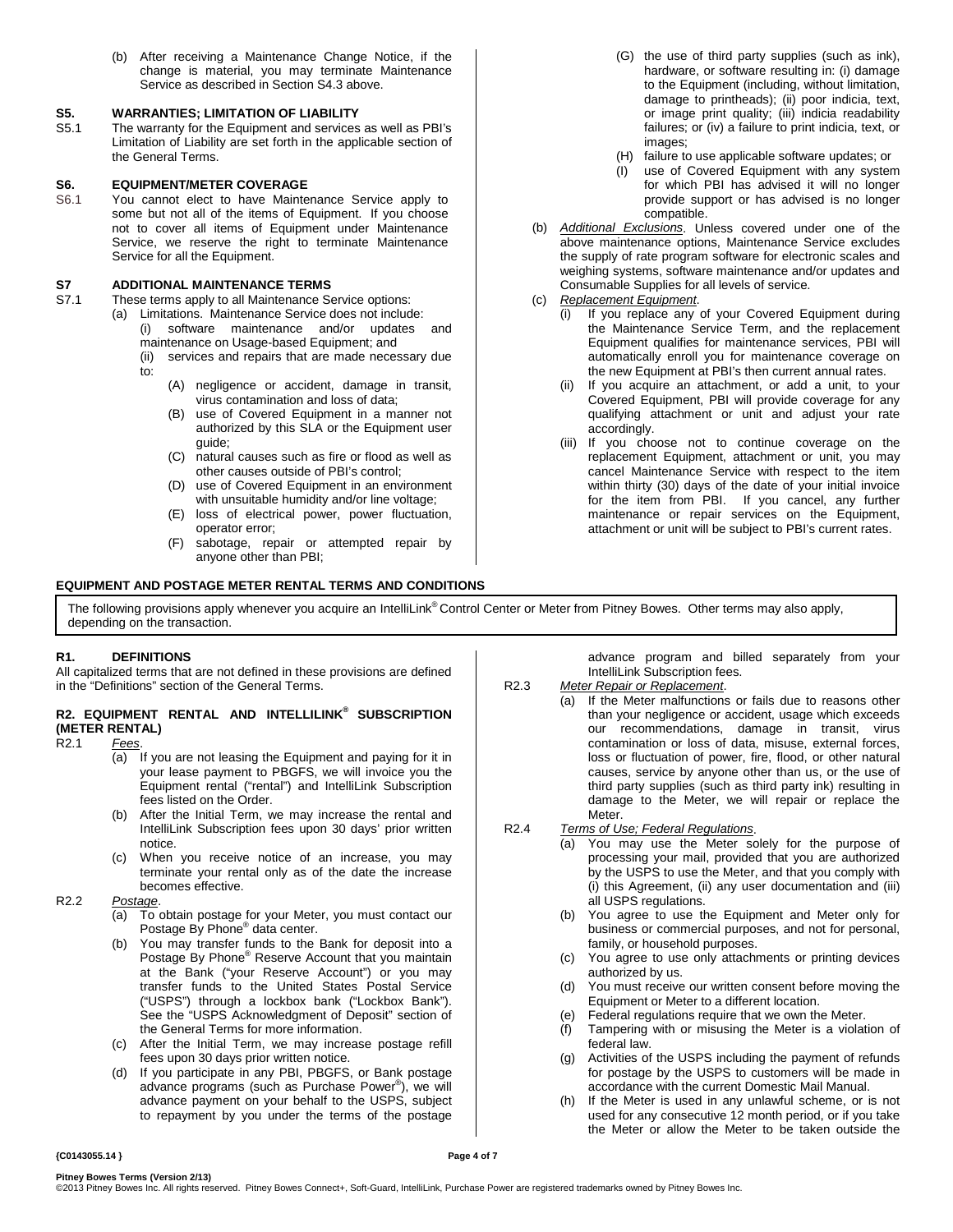(b) After receiving a Maintenance Change Notice, if the change is material, you may terminate Maintenance Service as described in Section S4.3 above.

## S5. WARRANTIES; LIMITATION OF LIABILITY

S5.1 The warranty for the Equipment and services as well as PBI's Limitation of Liability are set forth in the applicable section of the General Terms.

## S6. EQUIPMENT/METER COVERAGE

S6.1 You cannot elect to have Maintenance Service apply to some but not all of the items of Equipment. If you choose not to cover all items of Equipment under Maintenance Service, we reserve the right to terminate Maintenance Service for all the Equipment.

## S7 ADDITIONAL MAINTENANCE TERMS

S7.1 These terms apply to all Maintenance Service options:

(a) Limitations. Maintenance Service does not include:

(i) software maintenance and/or updates and maintenance on Usage-based Equipment; and

(ii) services and repairs that are made necessary due to:

(A) negligence or accident, damage in transit, virus contamination and loss of data;

(B) use of Covered Equipment in a manner not authorized by this SLA or the Equipment user guide;

(C) natural causes such as fire or flood as well as other causes outside of PBI's control;

(D) use of Covered Equipment in an environment with unsuitable humidity and/or line voltage;

(E) loss of electrical power, power fluctuation, operator error;

(F) sabotage, repair or attempted repair by anyone other than PBI;

(G) the use of third party supplies (such as ink), hardware, or software resulting in: (i) damage to the Equipment (including, without limitation, damage to printheads); (ii) poor indicia, text, or image print quality; (iii) indicia readability failures; or (iv) a failure to print indicia, text, or images;

(H) failure to use applicable software updates; or

(I) use of Covered Equipment with any system for which PBI has advised it will no longer provide support or has advised is no longer compatible.

(b) *Additional Exclusions*. Unless covered under one of the above maintenance options, Maintenance Service excludes the supply of rate program software for electronic scales and weighing systems, software maintenance and/or updates and Consumable Supplies for all levels of service.

(c) *Replacement Equipment*.

(i) If you replace any of your Covered Equipment during the Maintenance Service Term, and the replacement Equipment qualifies for maintenance services, PBI will automatically enroll you for maintenance coverage on the new Equipment at PBI's then current annual rates.

(ii) If you acquire an attachment, or add a unit, to your Covered Equipment, PBI will provide coverage for any qualifying attachment or unit and adjust your rate accordingly.

(iii) If you choose not to continue coverage on the replacement Equipment, attachment or unit, you may cancel Maintenance Service with respect to the item within thirty (30) days of the date of your initial invoice for the item from PBI. If you cancel, any further maintenance or repair services on the Equipment, attachment or unit will be subject to PBI's current rates.

# EQUIPMENT AND POSTAGE METER RENTAL TERMS AND CONDITIONS

The following provisions apply whenever you acquire an IntelliLink® Control Center or Meter from Pitney Bowes. Other terms may also apply, depending on the transaction.

## R1. DEFINITIONS

All capitalized terms that are not defined in these provisions are defined in the "Definitions" section of the General Terms.

## R2. EQUIPMENT RENTAL AND INTELLILINK® SUBSCRIPTION (METER RENTAL)

R2.1 *Fees*.

(a) If you are not leasing the Equipment and paying for it in your lease payment to PBGFS, we will invoice you the Equipment rental ("rental") and IntelliLink Subscription fees listed on the Order.

(b) After the Initial Term, we may increase the rental and IntelliLink Subscription fees upon 30 days' prior written notice.

(c) When you receive notice of an increase, you may terminate your rental only as of the date the increase becomes effective.

R2.2 *Postage*.

(a) To obtain postage for your Meter, you must contact our Postage By Phone® data center.

(b) You may transfer funds to the Bank for deposit into a Postage By Phone® Reserve Account that you maintain at the Bank ("your Reserve Account") or you may transfer funds to the United States Postal Service ("USPS") through a lockbox bank ("Lockbox Bank"). See the "USPS Acknowledgment of Deposit" section of the General Terms for more information.

(c) After the Initial Term, we may increase postage refill fees upon 30 days prior written notice.

(d) If you participate in any PBI, PBGFS, or Bank postage advance programs (such as Purchase Power®), we will advance payment on your behalf to the USPS, subject to repayment by you under the terms of the postage advance program and billed separately from your IntelliLink Subscription fees.

R2.3 *Meter Repair or Replacement*.

(a) If the Meter malfunctions or fails due to reasons other than your negligence or accident, usage which exceeds our recommendations, damage in transit, virus contamination or loss of data, misuse, external forces, loss or fluctuation of power, fire, flood, or other natural causes, service by anyone other than us, or the use of third party supplies (such as third party ink) resulting in damage to the Meter, we will repair or replace the Meter.

R2.4 *Terms of Use; Federal Regulations*.

(a) You may use the Meter solely for the purpose of processing your mail, provided that you are authorized by the USPS to use the Meter, and that you comply with (i) this Agreement, (ii) any user documentation and (iii) all USPS regulations.

(b) You agree to use the Equipment and Meter only for business or commercial purposes, and not for personal, family, or household purposes.

(c) You agree to use only attachments or printing devices authorized by us.

(d) You must receive our written consent before moving the Equipment or Meter to a different location.

(e) Federal regulations require that we own the Meter.

(f) Tampering with or misusing the Meter is a violation of federal law.

(g) Activities of the USPS including the payment of refunds for postage by the USPS to customers will be made in accordance with the current Domestic Mail Manual.

(h) If the Meter is used in any unlawful scheme, or is not used for any consecutive 12 month period, or if you take the Meter or allow the Meter to be taken outside the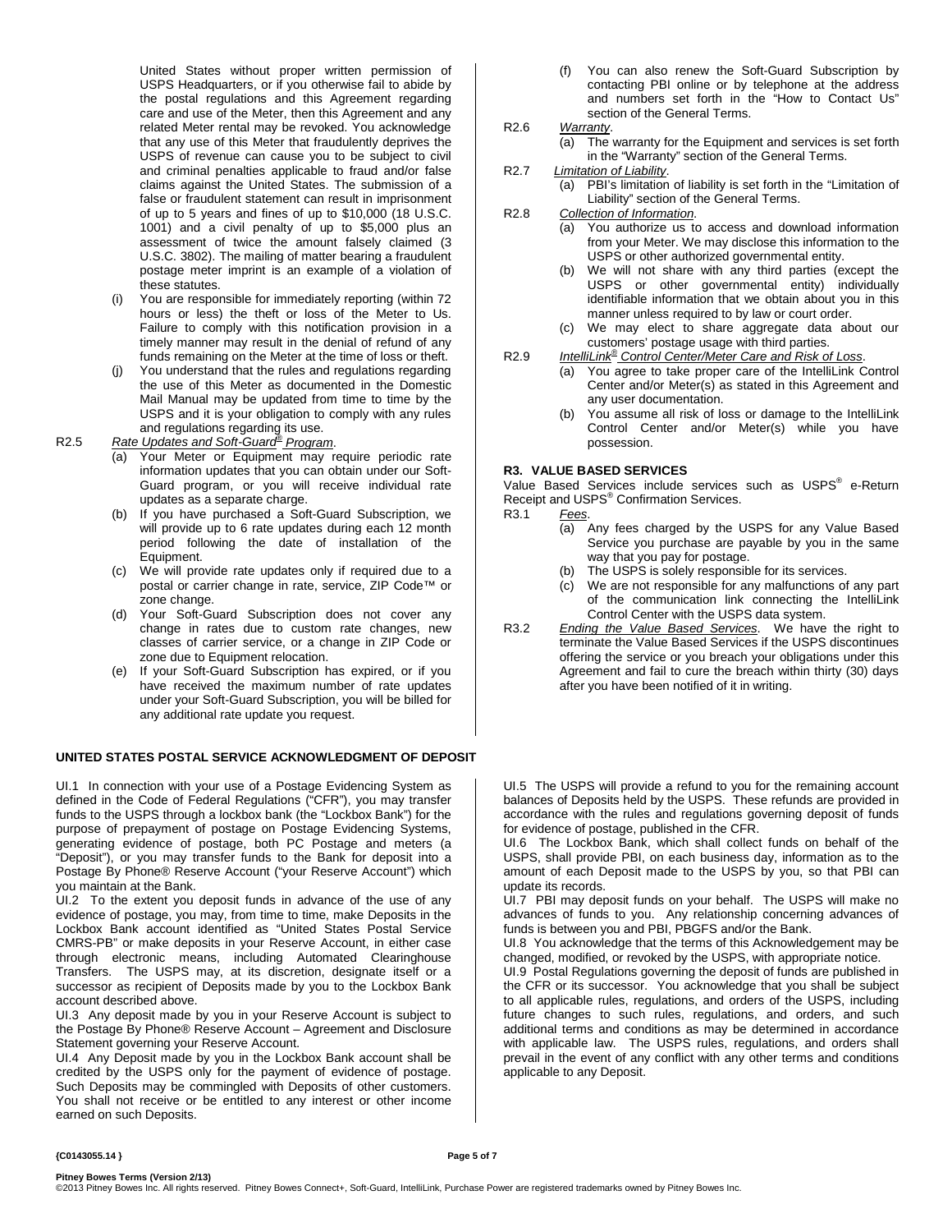United States without proper written permission of USPS Headquarters, or if you otherwise fail to abide by the postal regulations and this Agreement regarding care and use of the Meter, then this Agreement and any related Meter rental may be revoked. You acknowledge that any use of this Meter that fraudulently deprives the USPS of revenue can cause you to be subject to civil and criminal penalties applicable to fraud and/or false claims against the United States. The submission of a false or fraudulent statement can result in imprisonment of up to 5 years and fines of up to $10,000 (18 U.S.C. 1001) and a civil penalty of up to $5,000 plus an assessment of twice the amount falsely claimed (3 U.S.C. 3802). The mailing of matter bearing a fraudulent postage meter imprint is an example of a violation of these statutes.

(i) You are responsible for immediately reporting (within 72 hours or less) the theft or loss of the Meter to Us. Failure to comply with this notification provision in a timely manner may result in the denial of refund of any funds remaining on the Meter at the time of loss or theft.

(j) You understand that the rules and regulations regarding the use of this Meter as documented in the Domestic Mail Manual may be updated from time to time by the USPS and it is your obligation to comply with any rules and regulations regarding its use.

R2.5 *Rate Updates and Soft-Guard® Program*.

(a) Your Meter or Equipment may require periodic rate information updates that you can obtain under our Soft-Guard program, or you will receive individual rate updates as a separate charge.

(b) If you have purchased a Soft-Guard Subscription, we will provide up to 6 rate updates during each 12 month period following the date of installation of the Equipment.

(c) We will provide rate updates only if required due to a postal or carrier change in rate, service, ZIP Code™ or zone change.

(d) Your Soft-Guard Subscription does not cover any change in rates due to custom rate changes, new classes of carrier service, or a change in ZIP Code or zone due to Equipment relocation.

(e) If your Soft-Guard Subscription has expired, or if you have received the maximum number of rate updates under your Soft-Guard Subscription, you will be billed for any additional rate update you request.

(f) You can also renew the Soft-Guard Subscription by contacting PBI online or by telephone at the address and numbers set forth in the "How to Contact Us" section of the General Terms.

R2.6 *Warranty*.

(a) The warranty for the Equipment and services is set forth in the "Warranty" section of the General Terms.

R2.7 *Limitation of Liability*.

(a) PBI's limitation of liability is set forth in the "Limitation of Liability" section of the General Terms.

R2.8 *Collection of Information*.

(a) You authorize us to access and download information from your Meter. We may disclose this information to the USPS or other authorized governmental entity.

(b) We will not share with any third parties (except the USPS or other governmental entity) individually identifiable information that we obtain about you in this manner unless required to by law or court order.

(c) We may elect to share aggregate data about our customers' postage usage with third parties.

R2.9 *IntelliLink® Control Center/Meter Care and Risk of Loss*.

(a) You agree to take proper care of the IntelliLink Control Center and/or Meter(s) as stated in this Agreement and any user documentation.

(b) You assume all risk of loss or damage to the IntelliLink Control Center and/or Meter(s) while you have possession.

**R3. VALUE BASED SERVICES**

Value Based Services include services such as USPS® e-Return Receipt and USPS® Confirmation Services.

R3.1 *Fees*.

(a) Any fees charged by the USPS for any Value Based Service you purchase are payable by you in the same way that you pay for postage.

(b) The USPS is solely responsible for its services.

(c) We are not responsible for any malfunctions of any part of the communication link connecting the IntelliLink Control Center with the USPS data system.

R3.2 *Ending the Value Based Services*. We have the right to terminate the Value Based Services if the USPS discontinues offering the service or you breach your obligations under this Agreement and fail to cure the breach within thirty (30) days after you have been notified of it in writing.

**UNITED STATES POSTAL SERVICE ACKNOWLEDGMENT OF DEPOSIT**

UI.1 In connection with your use of a Postage Evidencing System as defined in the Code of Federal Regulations ("CFR"), you may transfer funds to the USPS through a lockbox bank (the "Lockbox Bank") for the purpose of prepayment of postage on Postage Evidencing Systems, generating evidence of postage, both PC Postage and meters (a "Deposit"), or you may transfer funds to the Bank for deposit into a Postage By Phone® Reserve Account ("your Reserve Account") which you maintain at the Bank.

UI.2 To the extent you deposit funds in advance of the use of any evidence of postage, you may, from time to time, make Deposits in the Lockbox Bank account identified as "United States Postal Service CMRS-PB" or make deposits in your Reserve Account, in either case through electronic means, including Automated Clearinghouse Transfers. The USPS may, at its discretion, designate itself or a successor as recipient of Deposits made by you to the Lockbox Bank account described above.

UI.3 Any deposit made by you in your Reserve Account is subject to the Postage By Phone® Reserve Account – Agreement and Disclosure Statement governing your Reserve Account.

UI.4 Any Deposit made by you in the Lockbox Bank account shall be credited by the USPS only for the payment of evidence of postage. Such Deposits may be commingled with Deposits of other customers. You shall not receive or be entitled to any interest or other income earned on such Deposits.

UI.5 The USPS will provide a refund to you for the remaining account balances of Deposits held by the USPS. These refunds are provided in accordance with the rules and regulations governing deposit of funds for evidence of postage, published in the CFR.

UI.6 The Lockbox Bank, which shall collect funds on behalf of the USPS, shall provide PBI, on each business day, information as to the amount of each Deposit made to the USPS by you, so that PBI can update its records.

UI.7 PBI may deposit funds on your behalf. The USPS will make no advances of funds to you. Any relationship concerning advances of funds is between you and PBI, PBGFS and/or the Bank.

UI.8 You acknowledge that the terms of this Acknowledgement may be changed, modified, or revoked by the USPS, with appropriate notice.

UI.9 Postal Regulations governing the deposit of funds are published in the CFR or its successor. You acknowledge that you shall be subject to all applicable rules, regulations, and orders of the USPS, including future changes to such rules, regulations, and orders, and such additional terms and conditions as may be determined in accordance with applicable law. The USPS rules, regulations, and orders shall prevail in the event of any conflict with any other terms and conditions applicable to any Deposit.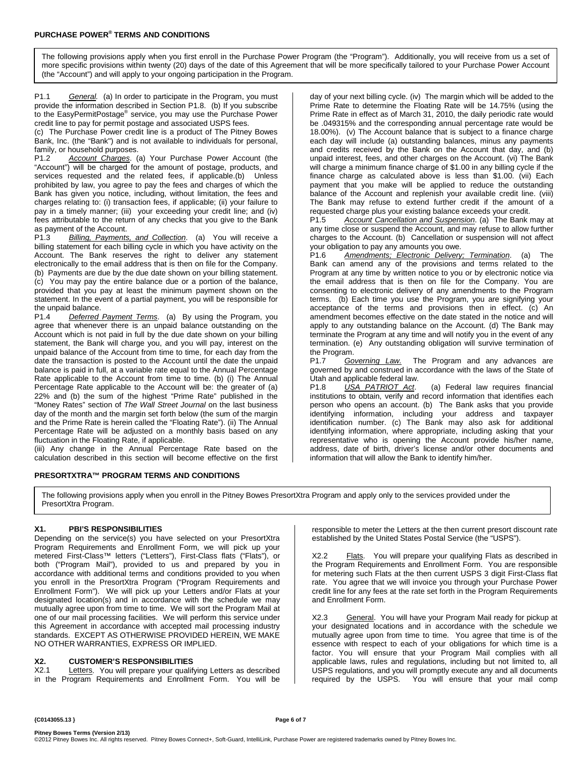## PURCHASE POWER® TERMS AND CONDITIONS

The following provisions apply when you first enroll in the Purchase Power Program (the "Program"). Additionally, you will receive from us a set of more specific provisions within twenty (20) days of the date of this Agreement that will be more specifically tailored to your Purchase Power Account (the "Account") and will apply to your ongoing participation in the Program.

P1.1 *General*. (a) In order to participate in the Program, you must provide the information described in Section P1.8. (b) If you subscribe to the EasyPermitPostage® service, you may use the Purchase Power credit line to pay for permit postage and associated USPS fees.
(c) The Purchase Power credit line is a product of The Pitney Bowes Bank, Inc. (the "Bank") and is not available to individuals for personal, family, or household purposes.

P1.2 *Account Charges*. (a) Your Purchase Power Account (the "Account") will be charged for the amount of postage, products, and services requested and the related fees, if applicable.(b) Unless prohibited by law, you agree to pay the fees and charges of which the Bank has given you notice, including, without limitation, the fees and charges relating to: (i) transaction fees, if applicable; (ii) your failure to pay in a timely manner; (iii) your exceeding your credit line; and (iv) fees attributable to the return of any checks that you give to the Bank as payment of the Account.

P1.3 *Billing, Payments, and Collection*. (a) You will receive a billing statement for each billing cycle in which you have activity on the Account. The Bank reserves the right to deliver any statement electronically to the email address that is then on file for the Company. (b) Payments are due by the due date shown on your billing statement. (c) You may pay the entire balance due or a portion of the balance, provided that you pay at least the minimum payment shown on the statement. In the event of a partial payment, you will be responsible for the unpaid balance.

P1.4 *Deferred Payment Terms*. (a) By using the Program, you agree that whenever there is an unpaid balance outstanding on the Account which is not paid in full by the due date shown on your billing statement, the Bank will charge you, and you will pay, interest on the unpaid balance of the Account from time to time, for each day from the date the transaction is posted to the Account until the date the unpaid balance is paid in full, at a variable rate equal to the Annual Percentage Rate applicable to the Account from time to time. (b) (i) The Annual Percentage Rate applicable to the Account will be: the greater of (a) 22% and (b) the sum of the highest "Prime Rate" published in the "Money Rates" section of *The Wall Street Journal* on the last business day of the month and the margin set forth below (the sum of the margin and the Prime Rate is herein called the "Floating Rate"). (ii) The Annual Percentage Rate will be adjusted on a monthly basis based on any fluctuation in the Floating Rate, if applicable.
(iii) Any change in the Annual Percentage Rate based on the calculation described in this section will become effective on the first day of your next billing cycle. (iv) The margin which will be added to the Prime Rate to determine the Floating Rate will be 14.75% (using the Prime Rate in effect as of March 31, 2010, the daily periodic rate would be .049315% and the corresponding annual percentage rate would be 18.00%). (v) The Account balance that is subject to a finance charge each day will include (a) outstanding balances, minus any payments and credits received by the Bank on the Account that day, and (b) unpaid interest, fees, and other charges on the Account. (vi) The Bank will charge a minimum finance charge of $1.00 in any billing cycle if the finance charge as calculated above is less than $1.00. (vii) Each payment that you make will be applied to reduce the outstanding balance of the Account and replenish your available credit line. (viii) The Bank may refuse to extend further credit if the amount of a requested charge plus your existing balance exceeds your credit.

P1.5 *Account Cancellation and Suspension*. (a) The Bank may at any time close or suspend the Account, and may refuse to allow further charges to the Account. (b) Cancellation or suspension will not affect your obligation to pay any amounts you owe.

P1.6 *Amendments; Electronic Delivery; Termination*. (a) The Bank can amend any of the provisions and terms related to the Program at any time by written notice to you or by electronic notice via the email address that is then on file for the Company. You are consenting to electronic delivery of any amendments to the Program terms. (b) Each time you use the Program, you are signifying your acceptance of the terms and provisions then in effect. (c) An amendment becomes effective on the date stated in the notice and will apply to any outstanding balance on the Account. (d) The Bank may terminate the Program at any time and will notify you in the event of any termination. (e) Any outstanding obligation will survive termination of the Program.

P1.7 *Governing Law.* The Program and any advances are governed by and construed in accordance with the laws of the State of Utah and applicable federal law.

P1.8 *USA PATRIOT Act*. (a) Federal law requires financial institutions to obtain, verify and record information that identifies each person who opens an account. (b) The Bank asks that you provide identifying information, including your address and taxpayer identification number. (c) The Bank may also ask for additional identifying information, where appropriate, including asking that your representative who is opening the Account provide his/her name, address, date of birth, driver's license and/or other documents and information that will allow the Bank to identify him/her.

## PRESORTXTRA™ PROGRAM TERMS AND CONDITIONS

The following provisions apply when you enroll in the Pitney Bowes PresortXtra Program and apply only to the services provided under the PresortXtra Program.

### X1. PBI'S RESPONSIBILITIES

Depending on the service(s) you have selected on your PresortXtra Program Requirements and Enrollment Form, we will pick up your metered First-Class™ letters ("Letters"), First-Class flats ("Flats"), or both ("Program Mail"), provided to us and prepared by you in accordance with additional terms and conditions provided to you when you enroll in the PresortXtra Program ("Program Requirements and Enrollment Form"). We will pick up your Letters and/or Flats at your designated location(s) and in accordance with the schedule we may mutually agree upon from time to time. We will sort the Program Mail at one of our mail processing facilities. We will perform this service under this Agreement in accordance with accepted mail processing industry standards. EXCEPT AS OTHERWISE PROVIDED HEREIN, WE MAKE NO OTHER WARRANTIES, EXPRESS OR IMPLIED.

### X2. CUSTOMER'S RESPONSIBILITIES

X2.1 Letters. You will prepare your qualifying Letters as described in the Program Requirements and Enrollment Form. You will be responsible to meter the Letters at the then current presort discount rate established by the United States Postal Service (the "USPS").

X2.2 Flats. You will prepare your qualifying Flats as described in the Program Requirements and Enrollment Form. You are responsible for metering such Flats at the then current USPS 3 digit First-Class flat rate. You agree that we will invoice you through your Purchase Power credit line for any fees at the rate set forth in the Program Requirements and Enrollment Form.

X2.3 General. You will have your Program Mail ready for pickup at your designated locations and in accordance with the schedule we mutually agree upon from time to time. You agree that time is of the essence with respect to each of your obligations for which time is a factor. You will ensure that your Program Mail complies with all applicable laws, rules and regulations, including but not limited to, all USPS regulations, and you will promptly execute any and all documents required by the USPS. You will ensure that your mail comp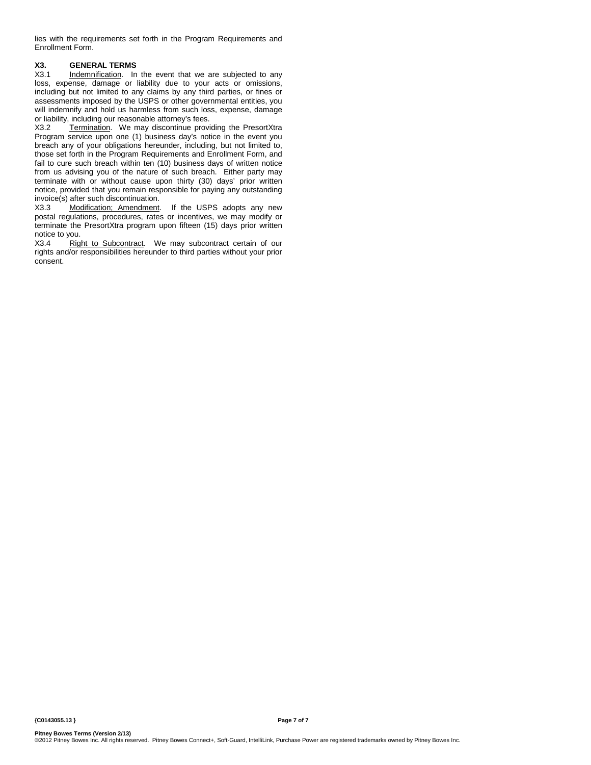lies with the requirements set forth in the Program Requirements and Enrollment Form.

### X3. GENERAL TERMS

X3.1 Indemnification. In the event that we are subjected to any loss, expense, damage or liability due to your acts or omissions, including but not limited to any claims by any third parties, or fines or assessments imposed by the USPS or other governmental entities, you will indemnify and hold us harmless from such loss, expense, damage or liability, including our reasonable attorney's fees.

X3.2 Termination. We may discontinue providing the PresortXtra Program service upon one (1) business day's notice in the event you breach any of your obligations hereunder, including, but not limited to, those set forth in the Program Requirements and Enrollment Form, and fail to cure such breach within ten (10) business days of written notice from us advising you of the nature of such breach. Either party may terminate with or without cause upon thirty (30) days' prior written notice, provided that you remain responsible for paying any outstanding invoice(s) after such discontinuation.

X3.3 Modification; Amendment. If the USPS adopts any new postal regulations, procedures, rates or incentives, we may modify or terminate the PresortXtra program upon fifteen (15) days prior written notice to you.

X3.4 Right to Subcontract. We may subcontract certain of our rights and/or responsibilities hereunder to third parties without your prior consent.